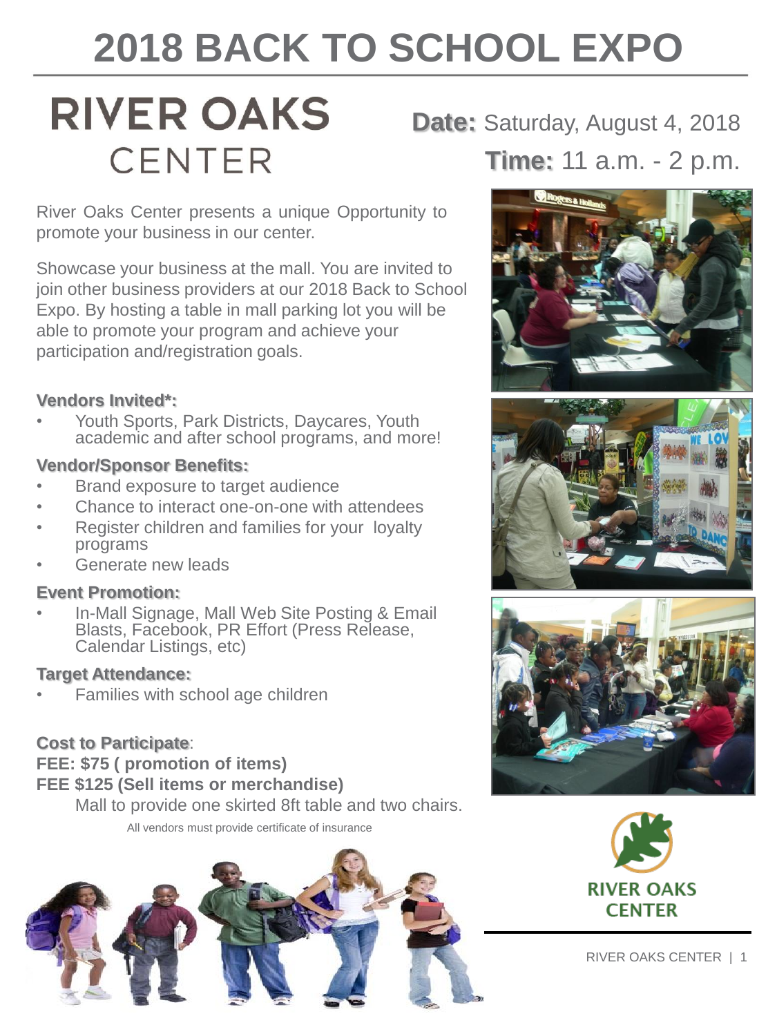# 2018 BACK TO SCHOOL EXPO

## RIVER OAKS CENTER

**Date:** Saturday, August 4, 2018

**Time:** 11 a.m. - 2 p.m.

River Oaks Center presents a unique Opportunity to promote your business in our center.

Showcase your business at the mall. You are invited to join other business providers at our 2018 Back to School Expo. By hosting a table in mall parking lot you will be able to promote your program and achieve your participation/registration goals.

**Vendors Invited*:**

- Youth Sports, Park Districts, Daycares, Youth academic and after school programs, and more!

**Vendor/Sponsor Benefits:**

- Brand exposure to target audience
- Chance to interact one-on-one with attendees
- Register children and families for your loyalty programs
- Generate new leads

**Event Promotion:**

- In-Mall Signage, Mall Web Site Posting & Email Blasts, Facebook, PR Effort (Press Release, Calendar Listings, etc)

**Target Attendance:**

- Families with school age children

**Cost to Participate**:

**FEE: $75 ( promotion of items)**

**FEE $125 (Sell items or merchandise)**

Mall to provide one skirted 8ft table and two chairs.

All vendors must provide certificate of insurance

RIVER OAKS CENTER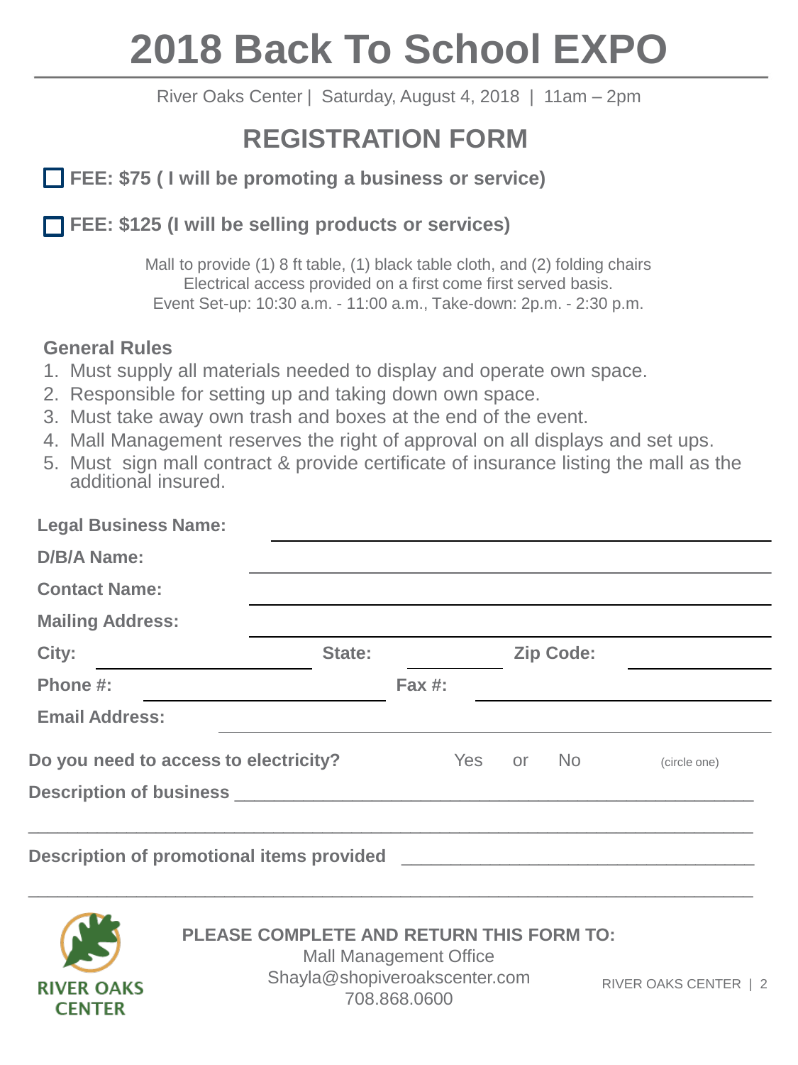# 2018 Back To School EXPO

River Oaks Center | Saturday, August 4, 2018 | 11am – 2pm

## REGISTRATION FORM

☐ **FEE: $75 ( I will be promoting a business or service)**

☐ **FEE: $125 (I will be selling products or services)**

Mall to provide (1) 8 ft table, (1) black table cloth, and (2) folding chairs
Electrical access provided on a first come first served basis.
Event Set-up: 10:30 a.m. - 11:00 a.m., Take-down: 2p.m. - 2:30 p.m.

### General Rules

1. Must supply all materials needed to display and operate own space.
2. Responsible for setting up and taking down own space.
3. Must take away own trash and boxes at the end of the event.
4. Mall Management reserves the right of approval on all displays and set ups.
5. Must sign mall contract & provide certificate of insurance listing the mall as the additional insured.

**Legal Business Name:** ______________________________

**D/B/A Name:** ______________________________

**Contact Name:** ______________________________

**Mailing Address:** ______________________________

**City:** ______________ **State:** ________ **Zip Code:** __________

**Phone #:** ______________ **Fax #:** ______________

**Email Address:** ______________________________

**Do you need to access to electricity?** Yes or No (circle one)

**Description of business** ______________________________

______________________________

**Description of promotional items provided** ______________________________

______________________________

RIVER OAKS CENTER

**PLEASE COMPLETE AND RETURN THIS FORM TO:**

Mall Management Office
Shayla@shopiveroakscenter.com
708.868.0600